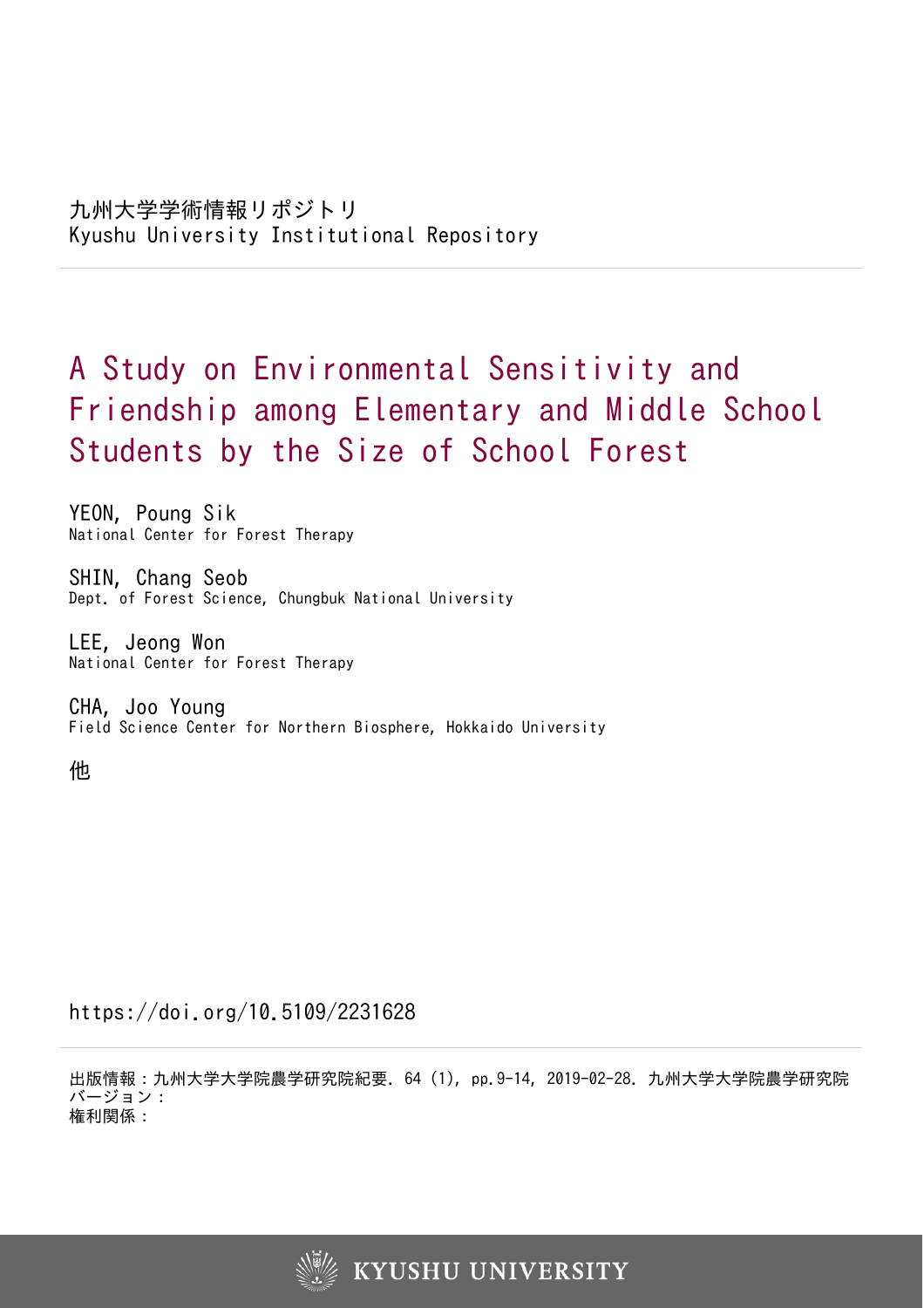九州大学学術情報リポジトリ
Kyushu University Institutional Repository

# A Study on Environmental Sensitivity and Friendship among Elementary and Middle School Students by the Size of School Forest

YEON, Poung Sik
National Center for Forest Therapy

SHIN, Chang Seob
Dept. of Forest Science, Chungbuk National University

LEE, Jeong Won
National Center for Forest Therapy

CHA, Joo Young
Field Science Center for Northern Biosphere, Hokkaido University

他

https://doi.org/10.5109/2231628

出版情報：九州大学大学院農学研究院紀要. 64 (1), pp.9-14, 2019-02-28. 九州大学大学院農学研究院
バージョン：
権利関係：

KYUSHU UNIVERSITY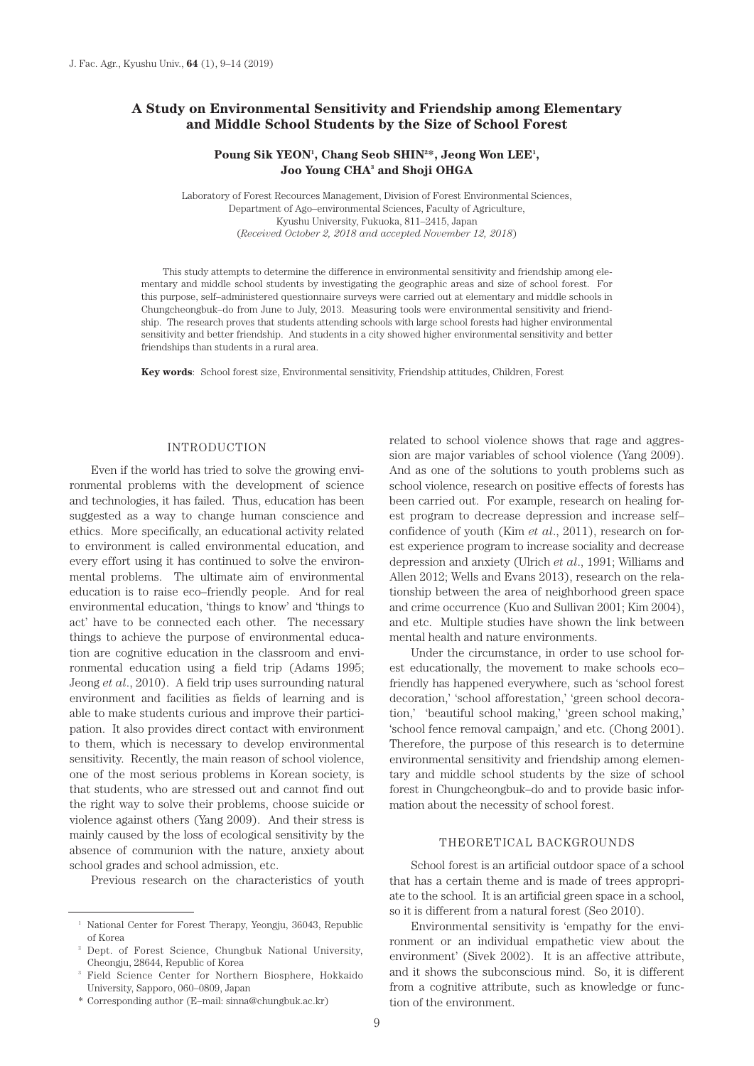# A Study on Environmental Sensitivity and Friendship among Elementary and Middle School Students by the Size of School Forest

**Poung Sik YEON[1], Chang Seob SHIN[2]*, Jeong Won LEE[1], Joo Young CHA[3] and Shoji OHGA**

Laboratory of Forest Recources Management, Division of Forest Environmental Sciences, Department of Ago–environmental Sciences, Faculty of Agriculture, Kyushu University, Fukuoka, 811–2415, Japan
(*Received October 2, 2018 and accepted November 12, 2018*)

This study attempts to determine the difference in environmental sensitivity and friendship among elementary and middle school students by investigating the geographic areas and size of school forest. For this purpose, self–administered questionnaire surveys were carried out at elementary and middle schools in Chungcheongbuk–do from June to July, 2013. Measuring tools were environmental sensitivity and friendship. The research proves that students attending schools with large school forests had higher environmental sensitivity and better friendship. And students in a city showed higher environmental sensitivity and better friendships than students in a rural area.

**Key words**: School forest size, Environmental sensitivity, Friendship attitudes, Children, Forest

## INTRODUCTION

Even if the world has tried to solve the growing environmental problems with the development of science and technologies, it has failed. Thus, education has been suggested as a way to change human conscience and ethics. More specifically, an educational activity related to environment is called environmental education, and every effort using it has continued to solve the environmental problems. The ultimate aim of environmental education is to raise eco–friendly people. And for real environmental education, 'things to know' and 'things to act' have to be connected each other. The necessary things to achieve the purpose of environmental education are cognitive education in the classroom and environmental education using a field trip (Adams 1995; Jeong *et al*., 2010). A field trip uses surrounding natural environment and facilities as fields of learning and is able to make students curious and improve their participation. It also provides direct contact with environment to them, which is necessary to develop environmental sensitivity. Recently, the main reason of school violence, one of the most serious problems in Korean society, is that students, who are stressed out and cannot find out the right way to solve their problems, choose suicide or violence against others (Yang 2009). And their stress is mainly caused by the loss of ecological sensitivity by the absence of communion with the nature, anxiety about school grades and school admission, etc.

Previous research on the characteristics of youth related to school violence shows that rage and aggression are major variables of school violence (Yang 2009). And as one of the solutions to youth problems such as school violence, research on positive effects of forests has been carried out. For example, research on healing forest program to decrease depression and increase self–confidence of youth (Kim *et al*., 2011), research on forest experience program to increase sociality and decrease depression and anxiety (Ulrich *et al*., 1991; Williams and Allen 2012; Wells and Evans 2013), research on the relationship between the area of neighborhood green space and crime occurrence (Kuo and Sullivan 2001; Kim 2004), and etc. Multiple studies have shown the link between mental health and nature environments.

Under the circumstance, in order to use school forest educationally, the movement to make schools eco–friendly has happened everywhere, such as 'school forest decoration,' 'school afforestation,' 'green school decoration,' 'beautiful school making,' 'green school making,' 'school fence removal campaign,' and etc. (Chong 2001). Therefore, the purpose of this research is to determine environmental sensitivity and friendship among elementary and middle school students by the size of school forest in Chungcheongbuk–do and to provide basic information about the necessity of school forest.

## THEORETICAL BACKGROUNDS

School forest is an artificial outdoor space of a school that has a certain theme and is made of trees appropriate to the school. It is an artificial green space in a school, so it is different from a natural forest (Seo 2010).

Environmental sensitivity is 'empathy for the environment or an individual empathetic view about the environment' (Sivek 2002). It is an affective attribute, and it shows the subconscious mind. So, it is different from a cognitive attribute, such as knowledge or function of the environment.

---

[1] National Center for Forest Therapy, Yeongju, 36043, Republic of Korea

[2] Dept. of Forest Science, Chungbuk National University, Cheongju, 28644, Republic of Korea

[3] Field Science Center for Northern Biosphere, Hokkaido University, Sapporo, 060–0809, Japan

\* Corresponding author (E–mail: sinna@chungbuk.ac.kr)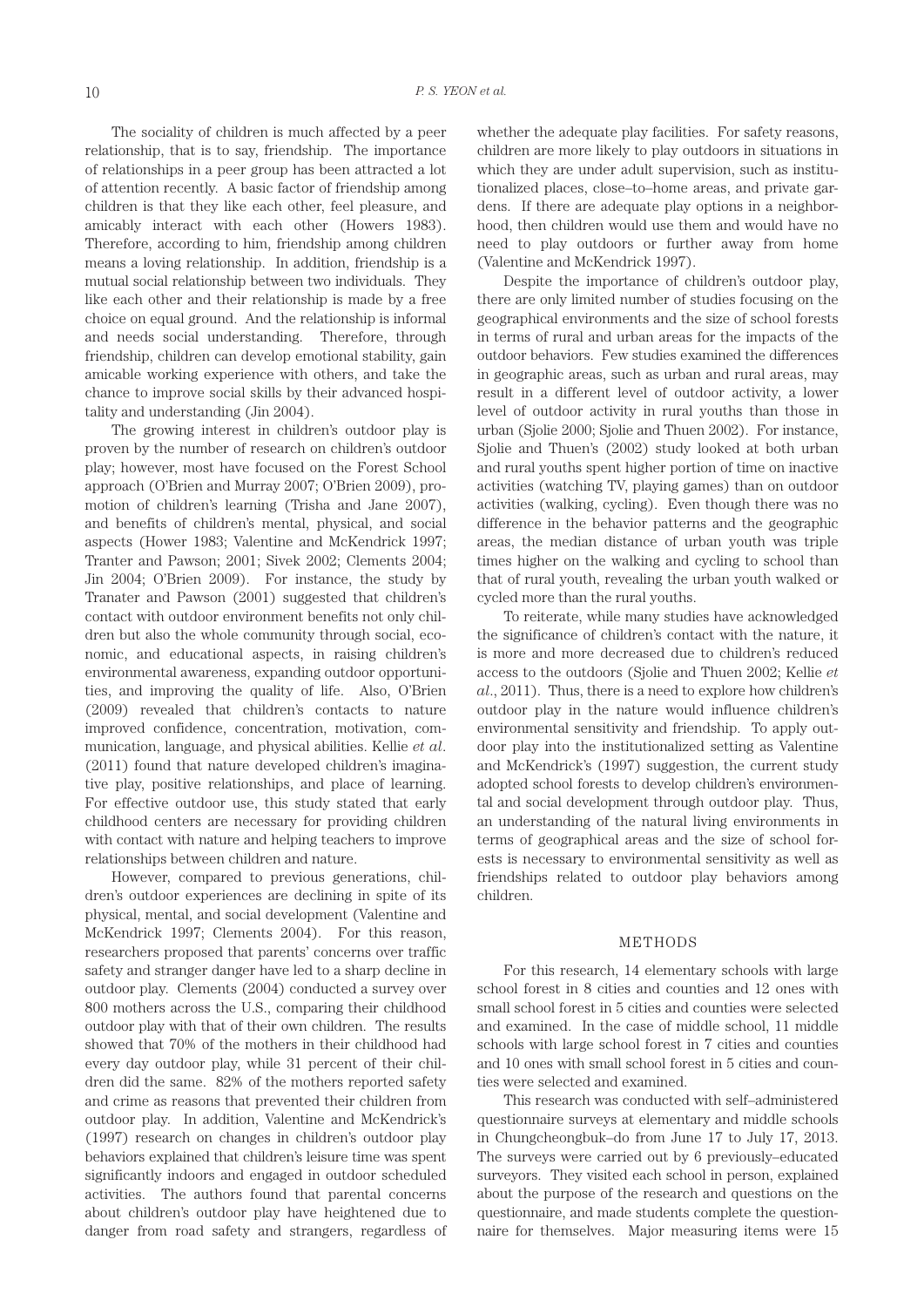The sociality of children is much affected by a peer relationship, that is to say, friendship. The importance of relationships in a peer group has been attracted a lot of attention recently. A basic factor of friendship among children is that they like each other, feel pleasure, and amicably interact with each other (Howers 1983). Therefore, according to him, friendship among children means a loving relationship. In addition, friendship is a mutual social relationship between two individuals. They like each other and their relationship is made by a free choice on equal ground. And the relationship is informal and needs social understanding. Therefore, through friendship, children can develop emotional stability, gain amicable working experience with others, and take the chance to improve social skills by their advanced hospitality and understanding (Jin 2004).

The growing interest in children's outdoor play is proven by the number of research on children's outdoor play; however, most have focused on the Forest School approach (O'Brien and Murray 2007; O'Brien 2009), promotion of children's learning (Trisha and Jane 2007), and benefits of children's mental, physical, and social aspects (Hower 1983; Valentine and McKendrick 1997; Tranter and Pawson; 2001; Sivek 2002; Clements 2004; Jin 2004; O'Brien 2009). For instance, the study by Tranater and Pawson (2001) suggested that children's contact with outdoor environment benefits not only children but also the whole community through social, economic, and educational aspects, in raising children's environmental awareness, expanding outdoor opportunities, and improving the quality of life. Also, O'Brien (2009) revealed that children's contacts to nature improved confidence, concentration, motivation, communication, language, and physical abilities. Kellie *et al*. (2011) found that nature developed children's imaginative play, positive relationships, and place of learning. For effective outdoor use, this study stated that early childhood centers are necessary for providing children with contact with nature and helping teachers to improve relationships between children and nature.

However, compared to previous generations, children's outdoor experiences are declining in spite of its physical, mental, and social development (Valentine and McKendrick 1997; Clements 2004). For this reason, researchers proposed that parents' concerns over traffic safety and stranger danger have led to a sharp decline in outdoor play. Clements (2004) conducted a survey over 800 mothers across the U.S., comparing their childhood outdoor play with that of their own children. The results showed that 70% of the mothers in their childhood had every day outdoor play, while 31 percent of their children did the same. 82% of the mothers reported safety and crime as reasons that prevented their children from outdoor play. In addition, Valentine and McKendrick's (1997) research on changes in children's outdoor play behaviors explained that children's leisure time was spent significantly indoors and engaged in outdoor scheduled activities. The authors found that parental concerns about children's outdoor play have heightened due to danger from road safety and strangers, regardless of whether the adequate play facilities. For safety reasons, children are more likely to play outdoors in situations in which they are under adult supervision, such as institutionalized places, close–to–home areas, and private gardens. If there are adequate play options in a neighborhood, then children would use them and would have no need to play outdoors or further away from home (Valentine and McKendrick 1997).

Despite the importance of children's outdoor play, there are only limited number of studies focusing on the geographical environments and the size of school forests in terms of rural and urban areas for the impacts of the outdoor behaviors. Few studies examined the differences in geographic areas, such as urban and rural areas, may result in a different level of outdoor activity, a lower level of outdoor activity in rural youths than those in urban (Sjolie 2000; Sjolie and Thuen 2002). For instance, Sjolie and Thuen's (2002) study looked at both urban and rural youths spent higher portion of time on inactive activities (watching TV, playing games) than on outdoor activities (walking, cycling). Even though there was no difference in the behavior patterns and the geographic areas, the median distance of urban youth was triple times higher on the walking and cycling to school than that of rural youth, revealing the urban youth walked or cycled more than the rural youths.

To reiterate, while many studies have acknowledged the significance of children's contact with the nature, it is more and more decreased due to children's reduced access to the outdoors (Sjolie and Thuen 2002; Kellie *et al*., 2011). Thus, there is a need to explore how children's outdoor play in the nature would influence children's environmental sensitivity and friendship. To apply outdoor play into the institutionalized setting as Valentine and McKendrick's (1997) suggestion, the current study adopted school forests to develop children's environmental and social development through outdoor play. Thus, an understanding of the natural living environments in terms of geographical areas and the size of school forests is necessary to environmental sensitivity as well as friendships related to outdoor play behaviors among children.

## METHODS

For this research, 14 elementary schools with large school forest in 8 cities and counties and 12 ones with small school forest in 5 cities and counties were selected and examined. In the case of middle school, 11 middle schools with large school forest in 7 cities and counties and 10 ones with small school forest in 5 cities and counties were selected and examined.

This research was conducted with self–administered questionnaire surveys at elementary and middle schools in Chungcheongbuk–do from June 17 to July 17, 2013. The surveys were carried out by 6 previously–educated surveyors. They visited each school in person, explained about the purpose of the research and questions on the questionnaire, and made students complete the questionnaire for themselves. Major measuring items were 15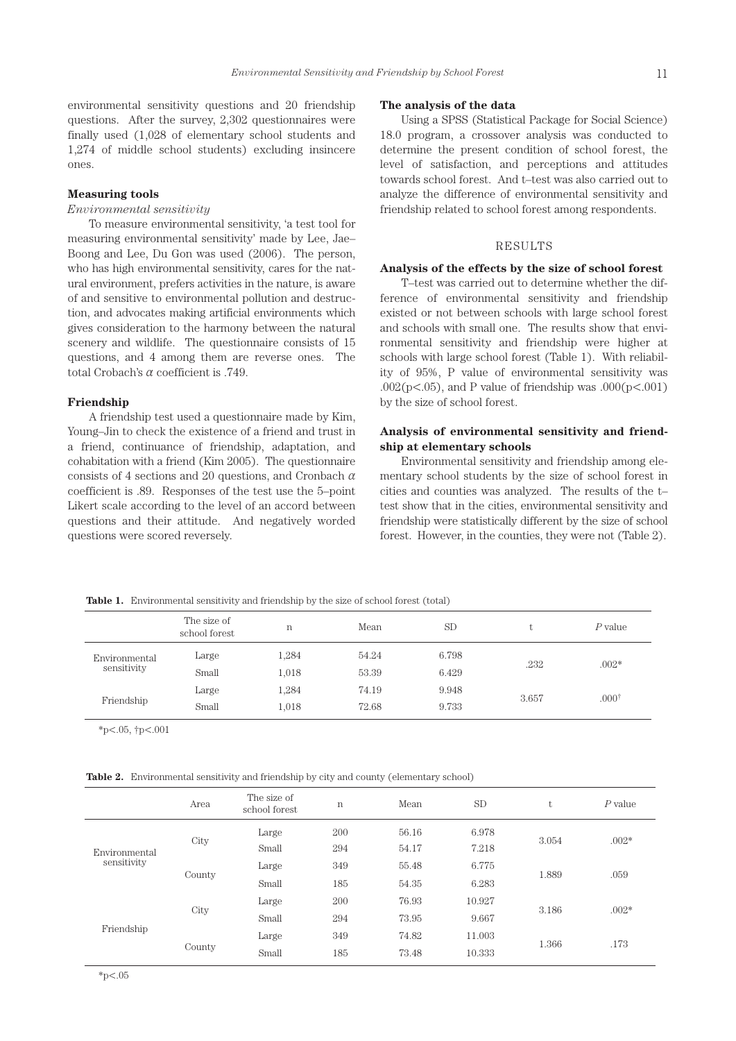environmental sensitivity questions and 20 friendship questions. After the survey, 2,302 questionnaires were finally used (1,028 of elementary school students and 1,274 of middle school students) excluding insincere ones.

### Measuring tools

*Environmental sensitivity*

To measure environmental sensitivity, 'a test tool for measuring environmental sensitivity' made by Lee, Jae–Boong and Lee, Du Gon was used (2006). The person, who has high environmental sensitivity, cares for the natural environment, prefers activities in the nature, is aware of and sensitive to environmental pollution and destruction, and advocates making artificial environments which gives consideration to the harmony between the natural scenery and wildlife. The questionnaire consists of 15 questions, and 4 among them are reverse ones. The total Crobach's $\alpha$ coefficient is .749.

### Friendship

A friendship test used a questionnaire made by Kim, Young–Jin to check the existence of a friend and trust in a friend, continuance of friendship, adaptation, and cohabitation with a friend (Kim 2005). The questionnaire consists of 4 sections and 20 questions, and Cronbach $\alpha$ coefficient is .89. Responses of the test use the 5–point Likert scale according to the level of an accord between questions and their attitude. And negatively worded questions were scored reversely.

### The analysis of the data

Using a SPSS (Statistical Package for Social Science) 18.0 program, a crossover analysis was conducted to determine the present condition of school forest, the level of satisfaction, and perceptions and attitudes towards school forest. And t–test was also carried out to analyze the difference of environmental sensitivity and friendship related to school forest among respondents.

## RESULTS

### Analysis of the effects by the size of school forest

T–test was carried out to determine whether the difference of environmental sensitivity and friendship existed or not between schools with large school forest and schools with small one. The results show that environmental sensitivity and friendship were higher at schools with large school forest (Table 1). With reliability of 95%, P value of environmental sensitivity was .002($p<.05$), and P value of friendship was .000($p<.001$) by the size of school forest.

### Analysis of environmental sensitivity and friendship at elementary schools

Environmental sensitivity and friendship among elementary school students by the size of school forest in cities and counties was analyzed. The results of the t–test show that in the cities, environmental sensitivity and friendship were statistically different by the size of school forest. However, in the counties, they were not (Table 2).

**Table 1.** Environmental sensitivity and friendship by the size of school forest (total)

| | The size of school forest | n | Mean | SD | t | *P* value |
|---|---|---|---|---|---|---|
| Environmental sensitivity | Large | 1,284 | 54.24 | 6.798 | .232 | .002* |
| | Small | 1,018 | 53.39 | 6.429 | | |
| Friendship | Large | 1,284 | 74.19 | 9.948 | 3.657 | .000† |
| | Small | 1,018 | 72.68 | 9.733 | | |

*p<.05, †p<.001

**Table 2.** Environmental sensitivity and friendship by city and county (elementary school)

| | Area | The size of school forest | n | Mean | SD | t | *P* value |
|---|---|---|---|---|---|---|---|
| Environmental sensitivity | City | Large | 200 | 56.16 | 6.978 | 3.054 | .002* |
| | | Small | 294 | 54.17 | 7.218 | | |
| | County | Large | 349 | 55.48 | 6.775 | 1.889 | .059 |
| | | Small | 185 | 54.35 | 6.283 | | |
| Friendship | City | Large | 200 | 76.93 | 10.927 | 3.186 | .002* |
| | | Small | 294 | 73.95 | 9.667 | | |
| | County | Large | 349 | 74.82 | 11.003 | 1.366 | .173 |
| | | Small | 185 | 73.48 | 10.333 | | |

*p<.05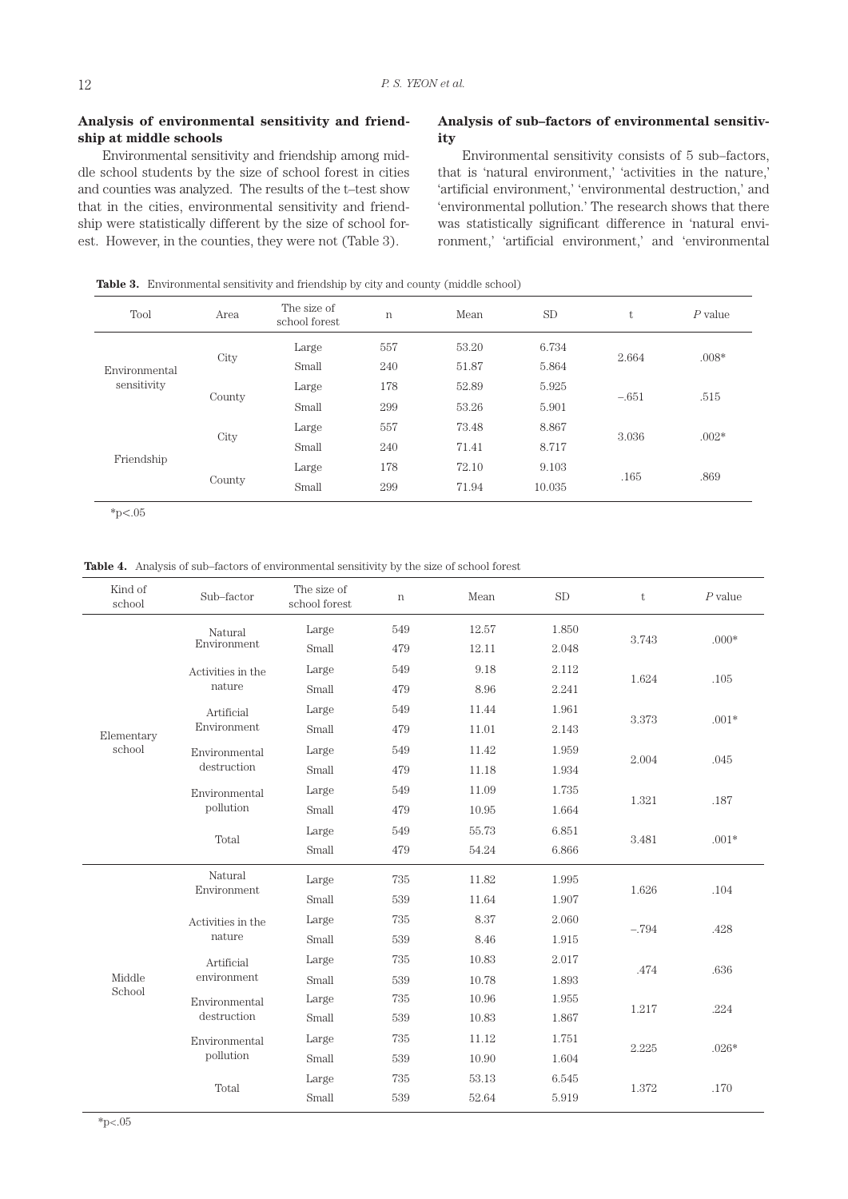### Analysis of environmental sensitivity and friendship at middle schools

Environmental sensitivity and friendship among middle school students by the size of school forest in cities and counties was analyzed. The results of the t–test show that in the cities, environmental sensitivity and friendship were statistically different by the size of school forest. However, in the counties, they were not (Table 3).

### Analysis of sub–factors of environmental sensitivity

Environmental sensitivity consists of 5 sub–factors, that is 'natural environment,' 'activities in the nature,' 'artificial environment,' 'environmental destruction,' and 'environmental pollution.' The research shows that there was statistically significant difference in 'natural environment,' 'artificial environment,' and 'environmental

**Table 3.** Environmental sensitivity and friendship by city and county (middle school)

| Tool | Area | The size of school forest | n | Mean | SD | t | *P* value |
|---|---|---|---|---|---|---|---|
| Environmental sensitivity | City | Large | 557 | 53.20 | 6.734 | 2.664 | .008* |
| | | Small | 240 | 51.87 | 5.864 | | |
| | County | Large | 178 | 52.89 | 5.925 | –.651 | .515 |
| | | Small | 299 | 53.26 | 5.901 | | |
| Friendship | City | Large | 557 | 73.48 | 8.867 | 3.036 | .002* |
| | | Small | 240 | 71.41 | 8.717 | | |
| | County | Large | 178 | 72.10 | 9.103 | .165 | .869 |
| | | Small | 299 | 71.94 | 10.035 | | |

*p<.05

**Table 4.** Analysis of sub–factors of environmental sensitivity by the size of school forest

| Kind of school | Sub–factor | The size of school forest | n | Mean | SD | t | *P* value |
|---|---|---|---|---|---|---|---|
| Elementary school | Natural Environment | Large | 549 | 12.57 | 1.850 | 3.743 | .000* |
| | | Small | 479 | 12.11 | 2.048 | | |
| | Activities in the nature | Large | 549 | 9.18 | 2.112 | 1.624 | .105 |
| | | Small | 479 | 8.96 | 2.241 | | |
| | Artificial Environment | Large | 549 | 11.44 | 1.961 | 3.373 | .001* |
| | | Small | 479 | 11.01 | 2.143 | | |
| | Environmental destruction | Large | 549 | 11.42 | 1.959 | 2.004 | .045 |
| | | Small | 479 | 11.18 | 1.934 | | |
| | Environmental pollution | Large | 549 | 11.09 | 1.735 | 1.321 | .187 |
| | | Small | 479 | 10.95 | 1.664 | | |
| | Total | Large | 549 | 55.73 | 6.851 | 3.481 | .001* |
| | | Small | 479 | 54.24 | 6.866 | | |
| Middle School | Natural Environment | Large | 735 | 11.82 | 1.995 | 1.626 | .104 |
| | | Small | 539 | 11.64 | 1.907 | | |
| | Activities in the nature | Large | 735 | 8.37 | 2.060 | –.794 | .428 |
| | | Small | 539 | 8.46 | 1.915 | | |
| | Artificial environment | Large | 735 | 10.83 | 2.017 | .474 | .636 |
| | | Small | 539 | 10.78 | 1.893 | | |
| | Environmental destruction | Large | 735 | 10.96 | 1.955 | 1.217 | .224 |
| | | Small | 539 | 10.83 | 1.867 | | |
| | Environmental pollution | Large | 735 | 11.12 | 1.751 | 2.225 | .026* |
| | | Small | 539 | 10.90 | 1.604 | | |
| | Total | Large | 735 | 53.13 | 6.545 | 1.372 | .170 |
| | | Small | 539 | 52.64 | 5.919 | | |

*p<.05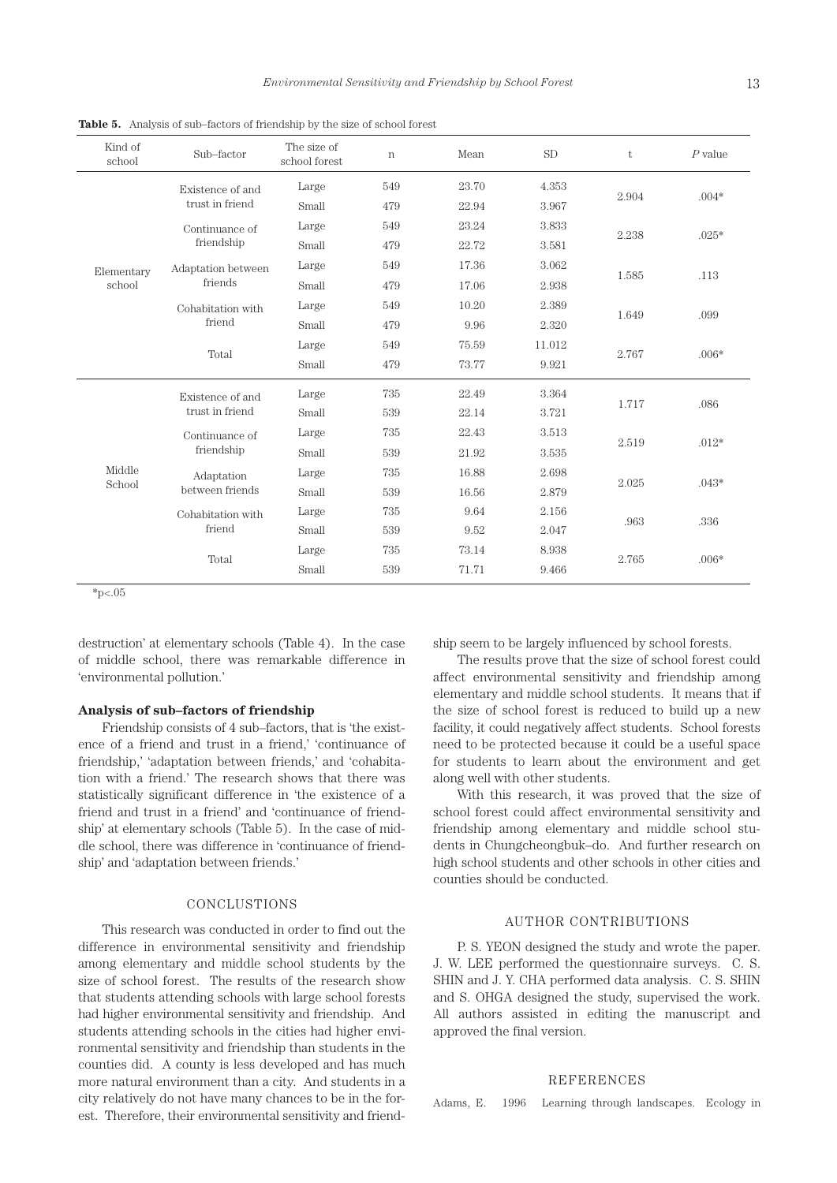**Table 5.** Analysis of sub–factors of friendship by the size of school forest

| Kind of school | Sub–factor | The size of school forest | n | Mean | SD | t | *P* value |
|---|---|---|---|---|---|---|---|
| Elementary school | Existence of and trust in friend | Large | 549 | 23.70 | 4.353 | 2.904 | .004* |
| | | Small | 479 | 22.94 | 3.967 | | |
| | Continuance of friendship | Large | 549 | 23.24 | 3.833 | 2.238 | .025* |
| | | Small | 479 | 22.72 | 3.581 | | |
| | Adaptation between friends | Large | 549 | 17.36 | 3.062 | 1.585 | .113 |
| | | Small | 479 | 17.06 | 2.938 | | |
| | Cohabitation with friend | Large | 549 | 10.20 | 2.389 | 1.649 | .099 |
| | | Small | 479 | 9.96 | 2.320 | | |
| | Total | Large | 549 | 75.59 | 11.012 | 2.767 | .006* |
| | | Small | 479 | 73.77 | 9.921 | | |
| Middle School | Existence of and trust in friend | Large | 735 | 22.49 | 3.364 | 1.717 | .086 |
| | | Small | 539 | 22.14 | 3.721 | | |
| | Continuance of friendship | Large | 735 | 22.43 | 3.513 | 2.519 | .012* |
| | | Small | 539 | 21.92 | 3.535 | | |
| | Adaptation between friends | Large | 735 | 16.88 | 2.698 | 2.025 | .043* |
| | | Small | 539 | 16.56 | 2.879 | | |
| | Cohabitation with friend | Large | 735 | 9.64 | 2.156 | .963 | .336 |
| | | Small | 539 | 9.52 | 2.047 | | |
| | Total | Large | 735 | 73.14 | 8.938 | 2.765 | .006* |
| | | Small | 539 | 71.71 | 9.466 | | |

*p<.05

destruction' at elementary schools (Table 4). In the case of middle school, there was remarkable difference in 'environmental pollution.'

### Analysis of sub–factors of friendship

Friendship consists of 4 sub–factors, that is 'the existence of a friend and trust in a friend,' 'continuance of friendship,' 'adaptation between friends,' and 'cohabitation with a friend.' The research shows that there was statistically significant difference in 'the existence of a friend and trust in a friend' and 'continuance of friendship' at elementary schools (Table 5). In the case of middle school, there was difference in 'continuance of friendship' and 'adaptation between friends.'

## CONCLUSTIONS

This research was conducted in order to find out the difference in environmental sensitivity and friendship among elementary and middle school students by the size of school forest. The results of the research show that students attending schools with large school forests had higher environmental sensitivity and friendship. And students attending schools in the cities had higher environmental sensitivity and friendship than students in the counties did. A county is less developed and has much more natural environment than a city. And students in a city relatively do not have many chances to be in the forest. Therefore, their environmental sensitivity and friendship seem to be largely influenced by school forests.

The results prove that the size of school forest could affect environmental sensitivity and friendship among elementary and middle school students. It means that if the size of school forest is reduced to build up a new facility, it could negatively affect students. School forests need to be protected because it could be a useful space for students to learn about the environment and get along well with other students.

With this research, it was proved that the size of school forest could affect environmental sensitivity and friendship among elementary and middle school students in Chungcheongbuk–do. And further research on high school students and other schools in other cities and counties should be conducted.

## AUTHOR CONTRIBUTIONS

P. S. YEON designed the study and wrote the paper. J. W. LEE performed the questionnaire surveys. C. S. SHIN and J. Y. CHA performed data analysis. C. S. SHIN and S. OHGA designed the study, supervised the work. All authors assisted in editing the manuscript and approved the final version.

## REFERENCES

Adams, E. 1996 Learning through landscapes. Ecology in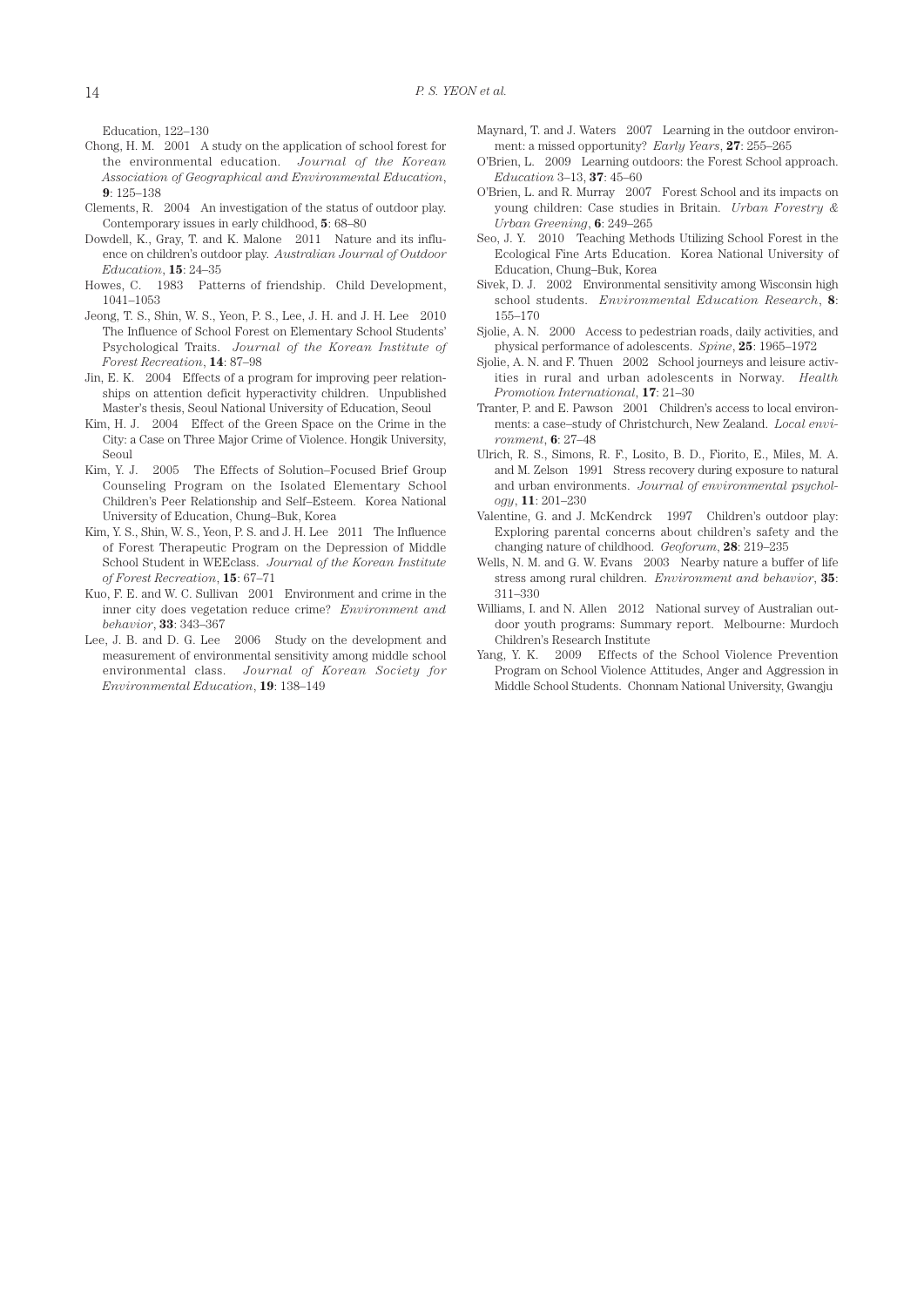Education, 122–130

Chong, H. M. 2001 A study on the application of school forest for the environmental education. *Journal of the Korean Association of Geographical and Environmental Education*, **9**: 125–138

Clements, R. 2004 An investigation of the status of outdoor play. Contemporary issues in early childhood, **5**: 68–80

Dowdell, K., Gray, T. and K. Malone 2011 Nature and its influence on children's outdoor play. *Australian Journal of Outdoor Education*, **15**: 24–35

Howes, C. 1983 Patterns of friendship. Child Development, 1041–1053

Jeong, T. S., Shin, W. S., Yeon, P. S., Lee, J. H. and J. H. Lee 2010 The Influence of School Forest on Elementary School Students' Psychological Traits. *Journal of the Korean Institute of Forest Recreation*, **14**: 87–98

Jin, E. K. 2004 Effects of a program for improving peer relationships on attention deficit hyperactivity children. Unpublished Master's thesis, Seoul National University of Education, Seoul

Kim, H. J. 2004 Effect of the Green Space on the Crime in the City: a Case on Three Major Crime of Violence. Hongik University, Seoul

Kim, Y. J. 2005 The Effects of Solution–Focused Brief Group Counseling Program on the Isolated Elementary School Children's Peer Relationship and Self–Esteem. Korea National University of Education, Chung–Buk, Korea

Kim, Y. S., Shin, W. S., Yeon, P. S. and J. H. Lee 2011 The Influence of Forest Therapeutic Program on the Depression of Middle School Student in WEEclass. *Journal of the Korean Institute of Forest Recreation*, **15**: 67–71

Kuo, F. E. and W. C. Sullivan 2001 Environment and crime in the inner city does vegetation reduce crime? *Environment and behavior*, **33**: 343–367

Lee, J. B. and D. G. Lee 2006 Study on the development and measurement of environmental sensitivity among middle school environmental class. *Journal of Korean Society for Environmental Education*, **19**: 138–149

Maynard, T. and J. Waters 2007 Learning in the outdoor environment: a missed opportunity? *Early Years*, **27**: 255–265

O'Brien, L. 2009 Learning outdoors: the Forest School approach. *Education* 3–13, **37**: 45–60

O'Brien, L. and R. Murray 2007 Forest School and its impacts on young children: Case studies in Britain. *Urban Forestry & Urban Greening*, **6**: 249–265

Seo, J. Y. 2010 Teaching Methods Utilizing School Forest in the Ecological Fine Arts Education. Korea National University of Education, Chung–Buk, Korea

Sivek, D. J. 2002 Environmental sensitivity among Wisconsin high school students. *Environmental Education Research*, **8**: 155–170

Sjolie, A. N. 2000 Access to pedestrian roads, daily activities, and physical performance of adolescents. *Spine*, **25**: 1965–1972

Sjolie, A. N. and F. Thuen 2002 School journeys and leisure activities in rural and urban adolescents in Norway. *Health Promotion International*, **17**: 21–30

Tranter, P. and E. Pawson 2001 Children's access to local environments: a case–study of Christchurch, New Zealand. *Local environment*, **6**: 27–48

Ulrich, R. S., Simons, R. F., Losito, B. D., Fiorito, E., Miles, M. A. and M. Zelson 1991 Stress recovery during exposure to natural and urban environments. *Journal of environmental psychology*, **11**: 201–230

Valentine, G. and J. McKendrck 1997 Children's outdoor play: Exploring parental concerns about children's safety and the changing nature of childhood. *Geoforum*, **28**: 219–235

Wells, N. M. and G. W. Evans 2003 Nearby nature a buffer of life stress among rural children. *Environment and behavior*, **35**: 311–330

Williams, I. and N. Allen 2012 National survey of Australian outdoor youth programs: Summary report. Melbourne: Murdoch Children's Research Institute

Yang, Y. K. 2009 Effects of the School Violence Prevention Program on School Violence Attitudes, Anger and Aggression in Middle School Students. Chonnam National University, Gwangju